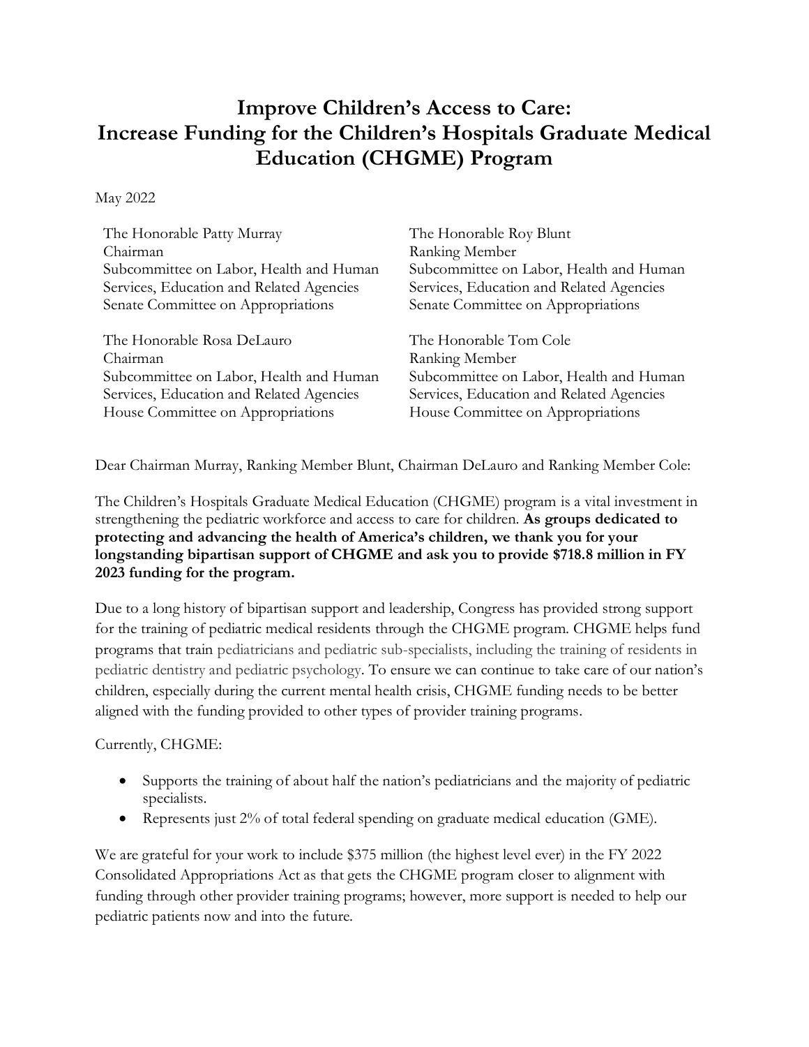# Improve Children's Access to Care: Increase Funding for the Children's Hospitals Graduate Medical Education (CHGME) Program

May 2022

The Honorable Patty Murray
Chairman
Subcommittee on Labor, Health and Human Services, Education and Related Agencies
Senate Committee on Appropriations

The Honorable Roy Blunt
Ranking Member
Subcommittee on Labor, Health and Human Services, Education and Related Agencies
Senate Committee on Appropriations

The Honorable Rosa DeLauro
Chairman
Subcommittee on Labor, Health and Human Services, Education and Related Agencies
House Committee on Appropriations

The Honorable Tom Cole
Ranking Member
Subcommittee on Labor, Health and Human Services, Education and Related Agencies
House Committee on Appropriations

Dear Chairman Murray, Ranking Member Blunt, Chairman DeLauro and Ranking Member Cole:

The Children's Hospitals Graduate Medical Education (CHGME) program is a vital investment in strengthening the pediatric workforce and access to care for children. **As groups dedicated to protecting and advancing the health of America's children, we thank you for your longstanding bipartisan support of CHGME and ask you to provide $718.8 million in FY 2023 funding for the program.**

Due to a long history of bipartisan support and leadership, Congress has provided strong support for the training of pediatric medical residents through the CHGME program. CHGME helps fund programs that train pediatricians and pediatric sub-specialists, including the training of residents in pediatric dentistry and pediatric psychology. To ensure we can continue to take care of our nation's children, especially during the current mental health crisis, CHGME funding needs to be better aligned with the funding provided to other types of provider training programs.

Currently, CHGME:

- Supports the training of about half the nation's pediatricians and the majority of pediatric specialists.
- Represents just 2% of total federal spending on graduate medical education (GME).

We are grateful for your work to include $375 million (the highest level ever) in the FY 2022 Consolidated Appropriations Act as that gets the CHGME program closer to alignment with funding through other provider training programs; however, more support is needed to help our pediatric patients now and into the future.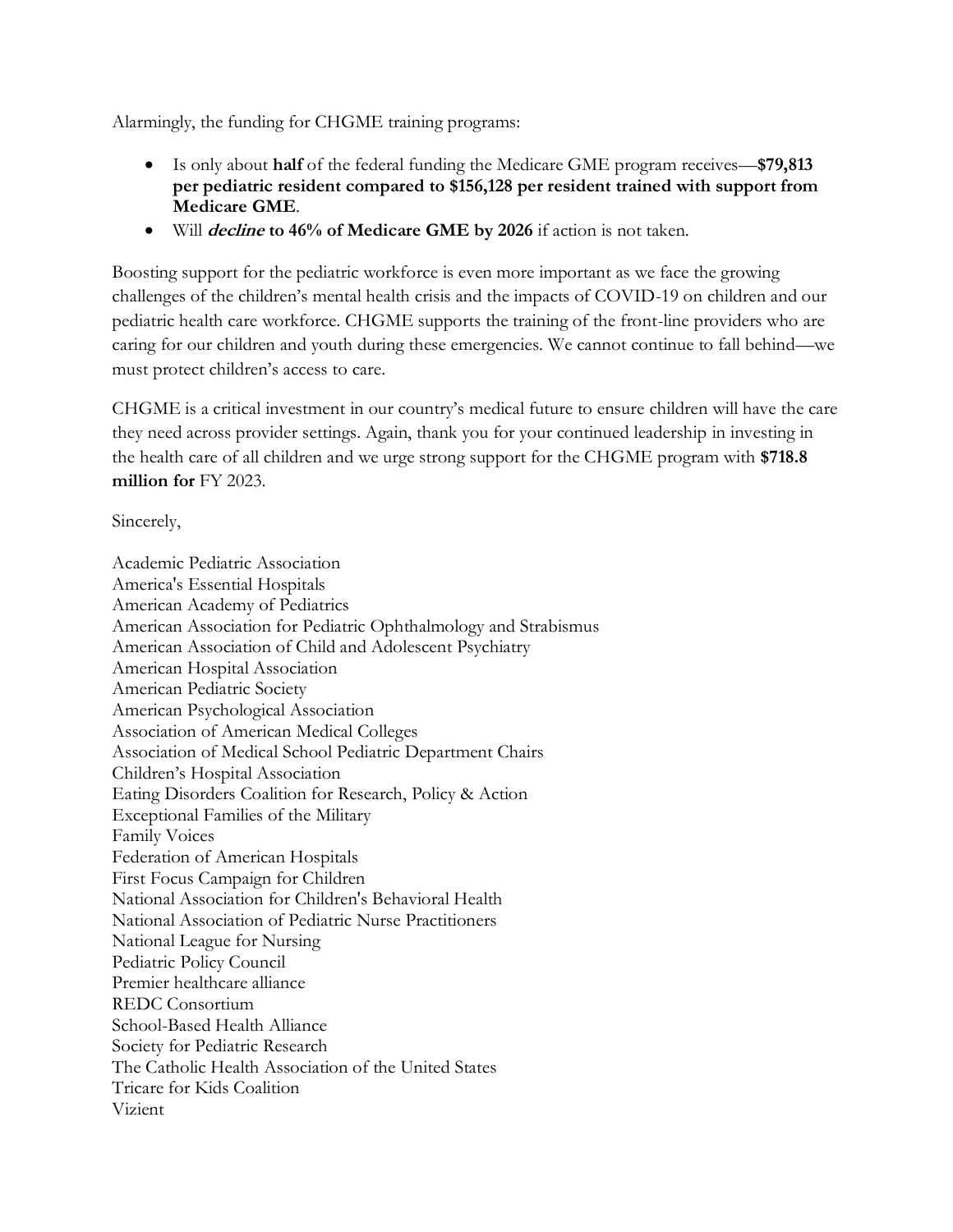Alarmingly, the funding for CHGME training programs:

- Is only about **half** of the federal funding the Medicare GME program receives—**$79,813 per pediatric resident compared to $156,128 per resident trained with support from Medicare GME**.
- Will ***decline*** **to 46% of Medicare GME by 2026** if action is not taken.

Boosting support for the pediatric workforce is even more important as we face the growing challenges of the children's mental health crisis and the impacts of COVID-19 on children and our pediatric health care workforce. CHGME supports the training of the front-line providers who are caring for our children and youth during these emergencies. We cannot continue to fall behind—we must protect children's access to care.

CHGME is a critical investment in our country's medical future to ensure children will have the care they need across provider settings. Again, thank you for your continued leadership in investing in the health care of all children and we urge strong support for the CHGME program with **$718.8 million for** FY 2023.

Sincerely,

Academic Pediatric Association
America's Essential Hospitals
American Academy of Pediatrics
American Association for Pediatric Ophthalmology and Strabismus
American Association of Child and Adolescent Psychiatry
American Hospital Association
American Pediatric Society
American Psychological Association
Association of American Medical Colleges
Association of Medical School Pediatric Department Chairs
Children's Hospital Association
Eating Disorders Coalition for Research, Policy & Action
Exceptional Families of the Military
Family Voices
Federation of American Hospitals
First Focus Campaign for Children
National Association for Children's Behavioral Health
National Association of Pediatric Nurse Practitioners
National League for Nursing
Pediatric Policy Council
Premier healthcare alliance
REDC Consortium
School-Based Health Alliance
Society for Pediatric Research
The Catholic Health Association of the United States
Tricare for Kids Coalition
Vizient